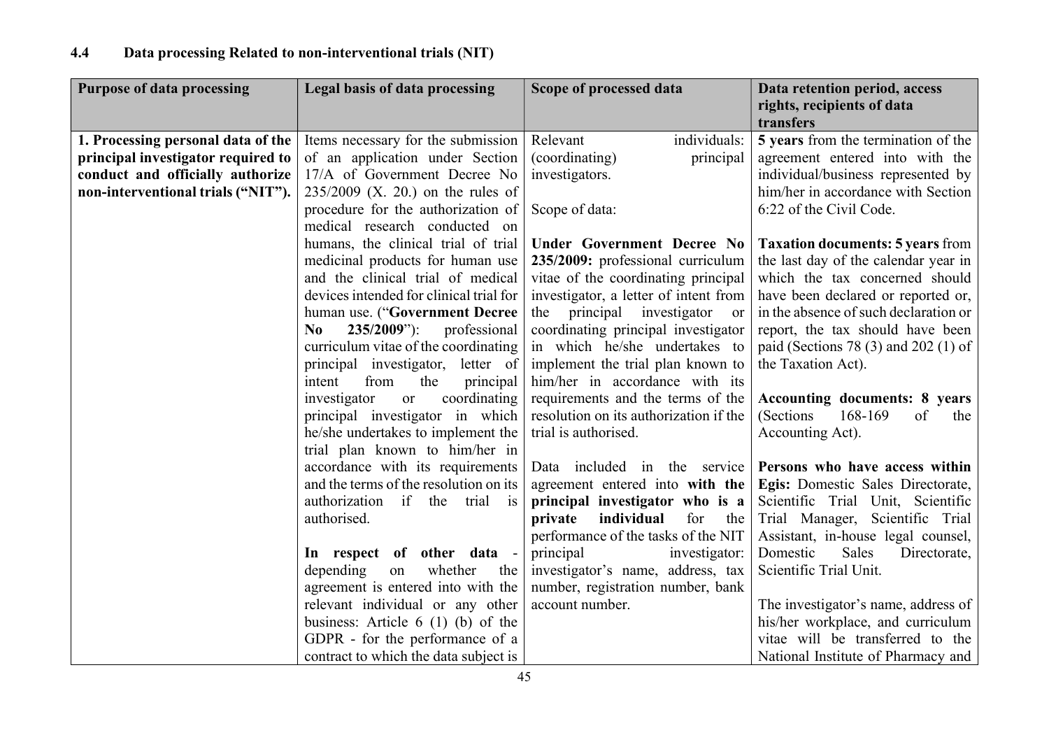## 4.4 Data processing Related to non-interventional trials (NIT)

| Purpose of data processing | Legal basis of data processing | Scope of processed data | Data retention period, access rights, recipients of data transfers |
|---|---|---|---|
| **1. Processing personal data of the principal investigator required to conduct and officially authorize non-interventional trials ("NIT").** | Items necessary for the submission of an application under Section 17/A of Government Decree No 235/2009 (X. 20.) on the rules of procedure for the authorization of medical research conducted on humans, the clinical trial of trial medicinal products for human use and the clinical trial of medical devices intended for clinical trial for human use. ("**Government Decree No 235/2009**"): professional curriculum vitae of the coordinating principal investigator, letter of intent from the principal investigator or coordinating principal investigator in which he/she undertakes to implement the trial plan known to him/her in accordance with its requirements and the terms of the resolution on its authorization if the trial is authorised.<br><br>**In respect of other data** - depending on whether the agreement is entered into with the relevant individual or any other business: Article 6 (1) (b) of the GDPR - for the performance of a contract to which the data subject is | Relevant individuals: (coordinating) principal investigators.<br><br>Scope of data:<br><br>**Under Government Decree No 235/2009:** professional curriculum vitae of the coordinating principal investigator, a letter of intent from the principal investigator or coordinating principal investigator in which he/she undertakes to implement the trial plan known to him/her in accordance with its requirements and the terms of the resolution on its authorization if the trial is authorised.<br><br>Data included in the service agreement entered into **with the principal investigator who is a private individual** for the performance of the tasks of the NIT principal investigator: investigator's name, address, tax number, registration number, bank account number. | **5 years** from the termination of the agreement entered into with the individual/business represented by him/her in accordance with Section 6:22 of the Civil Code.<br><br>**Taxation documents: 5 years** from the last day of the calendar year in which the tax concerned should have been declared or reported or, in the absence of such declaration or report, the tax should have been paid (Sections 78 (3) and 202 (1) of the Taxation Act).<br><br>**Accounting documents: 8 years** (Sections 168-169 of the Accounting Act).<br><br>**Persons who have access within Egis:** Domestic Sales Directorate, Scientific Trial Unit, Scientific Trial Manager, Scientific Trial Assistant, in-house legal counsel, Domestic Sales Directorate, Scientific Trial Unit.<br><br>The investigator's name, address of his/her workplace, and curriculum vitae will be transferred to the National Institute of Pharmacy and |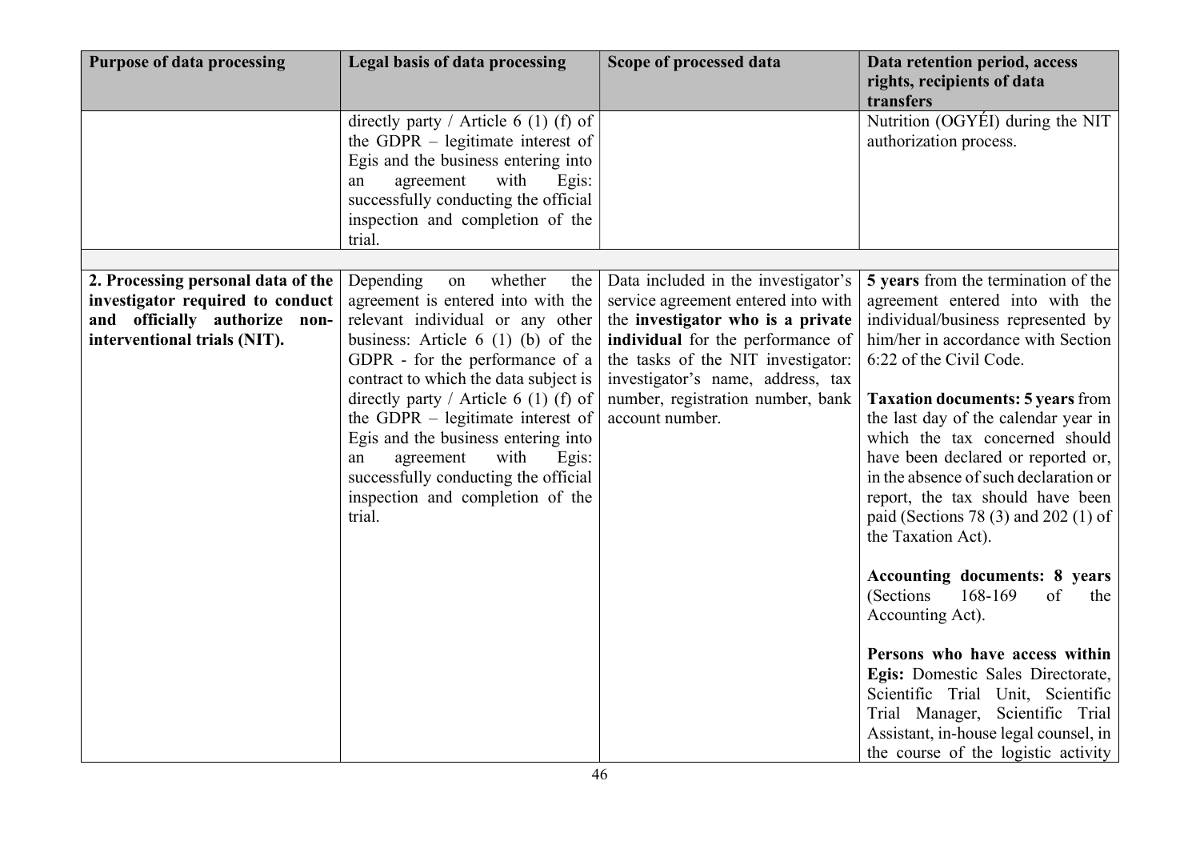| Purpose of data processing | Legal basis of data processing | Scope of processed data | Data retention period, access rights, recipients of data transfers |
|---|---|---|---|
| | directly party / Article 6 (1) (f) of the GDPR – legitimate interest of Egis and the business entering into an agreement with Egis: successfully conducting the official inspection and completion of the trial. | | Nutrition (OGYÉI) during the NIT authorization process. |
| | | | |
| **2. Processing personal data of the investigator required to conduct and officially authorize non-interventional trials (NIT).** | Depending on whether the agreement is entered into with the relevant individual or any other business: Article 6 (1) (b) of the GDPR - for the performance of a contract to which the data subject is directly party / Article 6 (1) (f) of the GDPR – legitimate interest of Egis and the business entering into an agreement with Egis: successfully conducting the official inspection and completion of the trial. | Data included in the investigator's service agreement entered into with the **investigator who is a private individual** for the performance of the tasks of the NIT investigator: investigator's name, address, tax number, registration number, bank account number. | **5 years** from the termination of the agreement entered into with the individual/business represented by him/her in accordance with Section 6:22 of the Civil Code.<br><br>**Taxation documents: 5 years** from the last day of the calendar year in which the tax concerned should have been declared or reported or, in the absence of such declaration or report, the tax should have been paid (Sections 78 (3) and 202 (1) of the Taxation Act).<br><br>**Accounting documents: 8 years** (Sections 168-169 of the Accounting Act).<br><br>**Persons who have access within Egis:** Domestic Sales Directorate, Scientific Trial Unit, Scientific Trial Manager, Scientific Trial Assistant, in-house legal counsel, in the course of the logistic activity |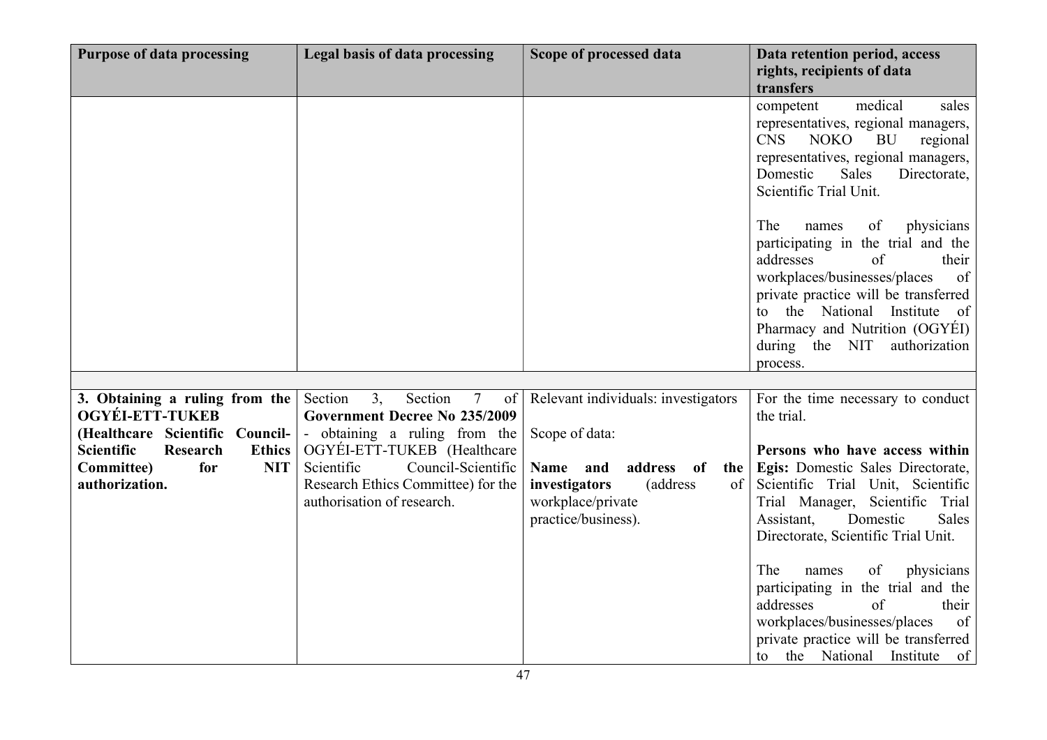| Purpose of data processing | Legal basis of data processing | Scope of processed data | Data retention period, access rights, recipients of data transfers |
|---|---|---|---|
| | | | competent medical sales representatives, regional managers, CNS NOKO BU regional representatives, regional managers, Domestic Sales Directorate, Scientific Trial Unit.<br><br>The names of physicians participating in the trial and the addresses of their workplaces/businesses/places of private practice will be transferred to the National Institute of Pharmacy and Nutrition (OGYÉI) during the NIT authorization process. |
| | | | |
| **3. Obtaining a ruling from the OGYÉI-ETT-TUKEB (Healthcare Scientific Council-Scientific Research Ethics Committee) for NIT authorization.** | Section 3, Section 7 of **Government Decree No 235/2009** - obtaining a ruling from the OGYÉI-ETT-TUKEB (Healthcare Scientific Council-Scientific Research Ethics Committee) for the authorisation of research. | Relevant individuals: investigators<br><br>Scope of data:<br><br>**Name and address of the investigators** (address of workplace/private practice/business). | For the time necessary to conduct the trial.<br><br>**Persons who have access within Egis:** Domestic Sales Directorate, Scientific Trial Unit, Scientific Trial Manager, Scientific Trial Assistant, Domestic Sales Directorate, Scientific Trial Unit.<br><br>The names of physicians participating in the trial and the addresses of their workplaces/businesses/places of private practice will be transferred to the National Institute of |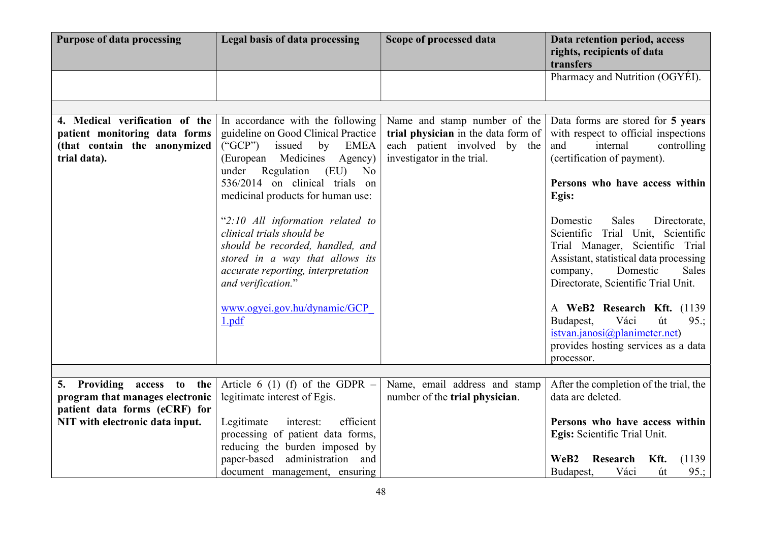| Purpose of data processing | Legal basis of data processing | Scope of processed data | Data retention period, access rights, recipients of data transfers |
|---|---|---|---|
| | | | Pharmacy and Nutrition (OGYÉI). |
| | | | |
| **4. Medical verification of the patient monitoring data forms (that contain the anonymized trial data).** | In accordance with the following guideline on Good Clinical Practice ("GCP") issued by EMEA (European Medicines Agency) under Regulation (EU) No 536/2014 on clinical trials on medicinal products for human use:<br><br>"*2:10 All information related to clinical trials should be should be recorded, handled, and stored in a way that allows its accurate reporting, interpretation and verification.*"<br><br>www.ogyei.gov.hu/dynamic/GCP_1.pdf | Name and stamp number of the **trial physician** in the data form of each patient involved by the investigator in the trial. | Data forms are stored for **5 years** with respect to official inspections and internal controlling (certification of payment).<br><br>**Persons who have access within Egis:**<br><br>Domestic Sales Directorate, Scientific Trial Unit, Scientific Trial Manager, Scientific Trial Assistant, statistical data processing company, Domestic Sales Directorate, Scientific Trial Unit.<br><br>A **WeB2 Research Kft.** (1139 Budapest, Váci út 95.; istvan.janosi@planimeter.net) provides hosting services as a data processor. |
| | | | |
| **5. Providing access to the program that manages electronic patient data forms (eCRF) for NIT with electronic data input.** | Article 6 (1) (f) of the GDPR – legitimate interest of Egis.<br><br>Legitimate interest: efficient processing of patient data forms, reducing the burden imposed by paper-based administration and document management, ensuring | Name, email address and stamp number of the **trial physician**. | After the completion of the trial, the data are deleted.<br><br>**Persons who have access within Egis:** Scientific Trial Unit.<br><br>**WeB2 Research Kft.** (1139 Budapest, Váci út 95.; |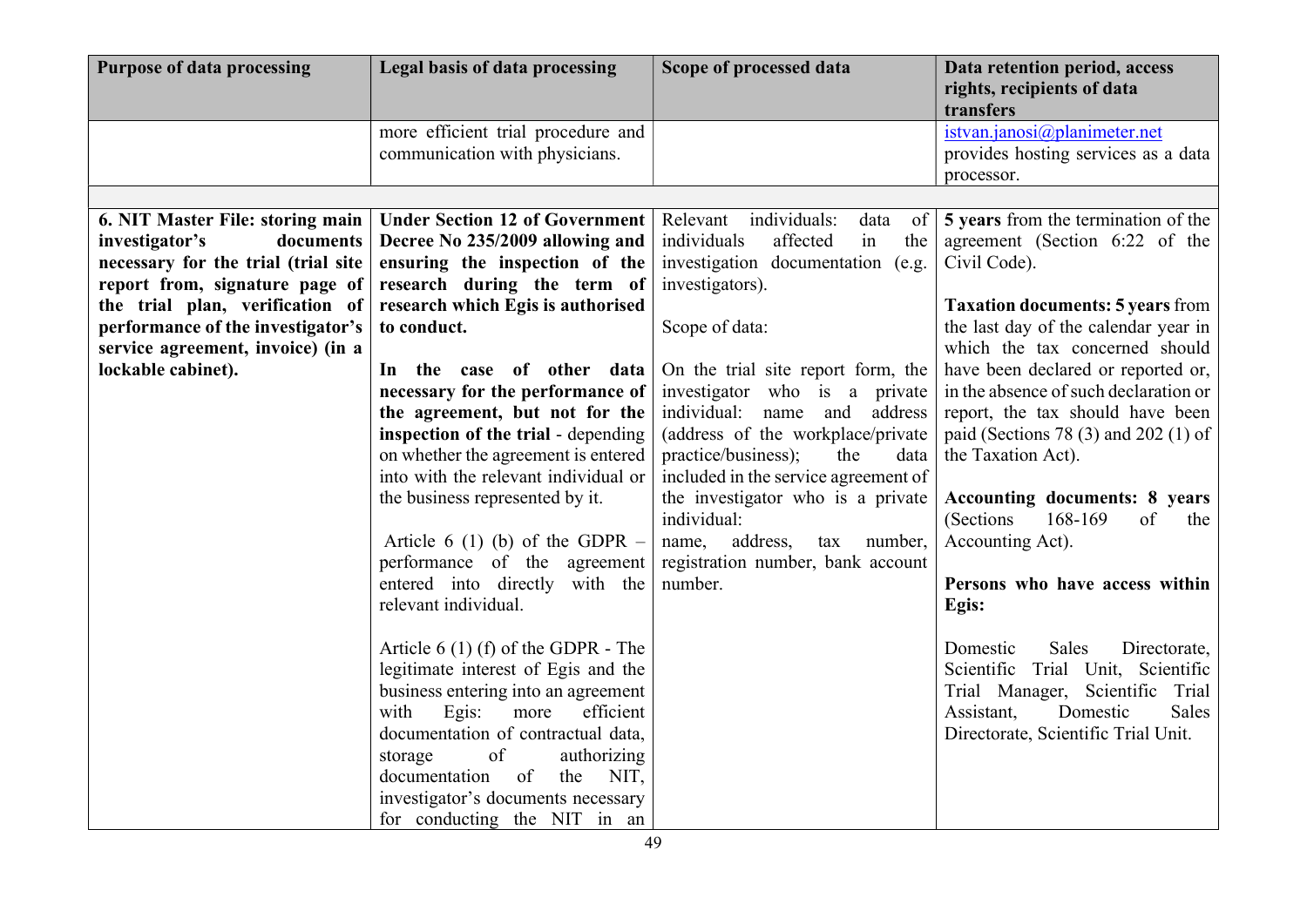| Purpose of data processing | Legal basis of data processing | Scope of processed data | Data retention period, access rights, recipients of data transfers |
| --- | --- | --- | --- |
| | more efficient trial procedure and communication with physicians. | | istvan.janosi@planimeter.net provides hosting services as a data processor. |
| | | | |
| **6. NIT Master File: storing main investigator's documents necessary for the trial (trial site report from, signature page of the trial plan, verification of performance of the investigator's service agreement, invoice) (in a lockable cabinet).** | **Under Section 12 of Government Decree No 235/2009 allowing and ensuring the inspection of the research during the term of research which Egis is authorised to conduct.**<br><br>**In the case of other data necessary for the performance of the agreement, but not for the inspection of the trial** - depending on whether the agreement is entered into with the relevant individual or the business represented by it.<br><br>Article 6 (1) (b) of the GDPR – performance of the agreement entered into directly with the relevant individual.<br><br>Article 6 (1) (f) of the GDPR - The legitimate interest of Egis and the business entering into an agreement with Egis: more efficient documentation of contractual data, storage of authorizing documentation of the NIT, investigator's documents necessary for conducting the NIT in an | Relevant individuals: data of individuals affected in the investigation documentation (e.g. investigators).<br><br>Scope of data:<br><br>On the trial site report form, the investigator who is a private individual: name and address (address of the workplace/private practice/business); the data included in the service agreement of the investigator who is a private individual:<br>name, address, tax number, registration number, bank account number. | **5 years** from the termination of the agreement (Section 6:22 of the Civil Code).<br><br>**Taxation documents: 5 years** from the last day of the calendar year in which the tax concerned should have been declared or reported or, in the absence of such declaration or report, the tax should have been paid (Sections 78 (3) and 202 (1) of the Taxation Act).<br><br>**Accounting documents: 8 years** (Sections 168-169 of the Accounting Act).<br><br>**Persons who have access within Egis:**<br><br>Domestic Sales Directorate, Scientific Trial Unit, Scientific Trial Manager, Scientific Trial Assistant, Domestic Sales Directorate, Scientific Trial Unit. |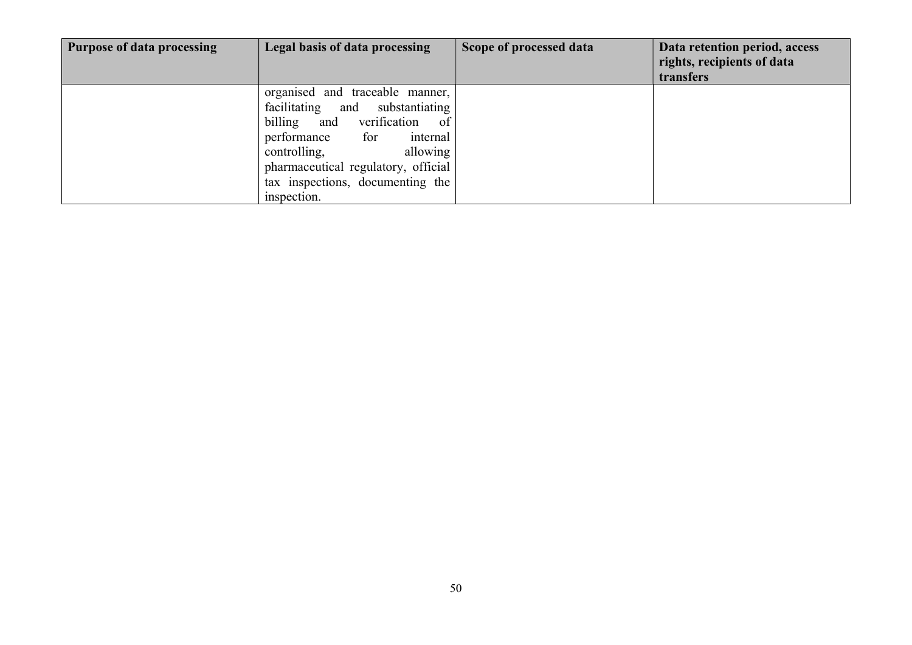| Purpose of data processing | Legal basis of data processing | Scope of processed data | Data retention period, access rights, recipients of data transfers |
| --- | --- | --- | --- |
| | organised and traceable manner, facilitating and substantiating billing and verification of performance for internal controlling, allowing pharmaceutical regulatory, official tax inspections, documenting the inspection. | | |